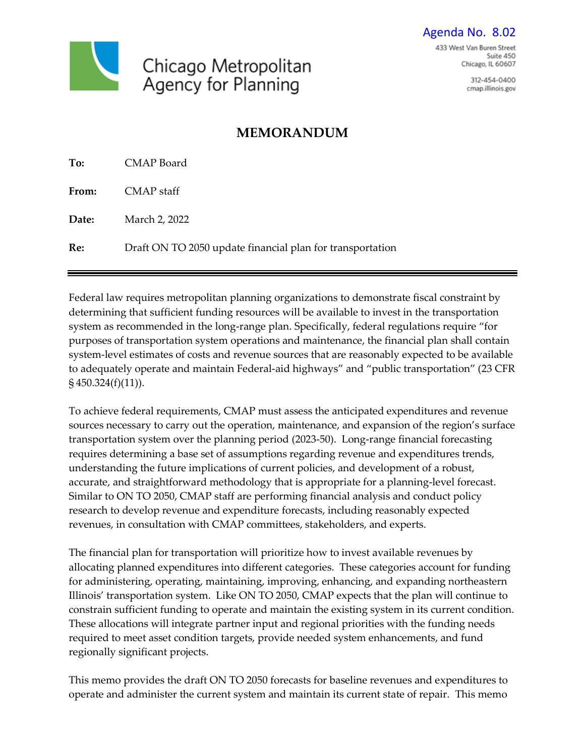Agenda No. 8.02

Chicago Metropolitan Agency for Planning

433 West Van Buren Street
Suite 450
Chicago, IL 60607

312-454-0400
cmap.illinois.gov

# MEMORANDUM

**To:** CMAP Board

**From:** CMAP staff

**Date:** March 2, 2022

**Re:** Draft ON TO 2050 update financial plan for transportation

---

Federal law requires metropolitan planning organizations to demonstrate fiscal constraint by determining that sufficient funding resources will be available to invest in the transportation system as recommended in the long-range plan. Specifically, federal regulations require "for purposes of transportation system operations and maintenance, the financial plan shall contain system-level estimates of costs and revenue sources that are reasonably expected to be available to adequately operate and maintain Federal-aid highways" and "public transportation" (23 CFR § 450.324(f)(11)).

To achieve federal requirements, CMAP must assess the anticipated expenditures and revenue sources necessary to carry out the operation, maintenance, and expansion of the region's surface transportation system over the planning period (2023-50). Long-range financial forecasting requires determining a base set of assumptions regarding revenue and expenditures trends, understanding the future implications of current policies, and development of a robust, accurate, and straightforward methodology that is appropriate for a planning-level forecast. Similar to ON TO 2050, CMAP staff are performing financial analysis and conduct policy research to develop revenue and expenditure forecasts, including reasonably expected revenues, in consultation with CMAP committees, stakeholders, and experts.

The financial plan for transportation will prioritize how to invest available revenues by allocating planned expenditures into different categories. These categories account for funding for administering, operating, maintaining, improving, enhancing, and expanding northeastern Illinois' transportation system. Like ON TO 2050, CMAP expects that the plan will continue to constrain sufficient funding to operate and maintain the existing system in its current condition. These allocations will integrate partner input and regional priorities with the funding needs required to meet asset condition targets, provide needed system enhancements, and fund regionally significant projects.

This memo provides the draft ON TO 2050 forecasts for baseline revenues and expenditures to operate and administer the current system and maintain its current state of repair. This memo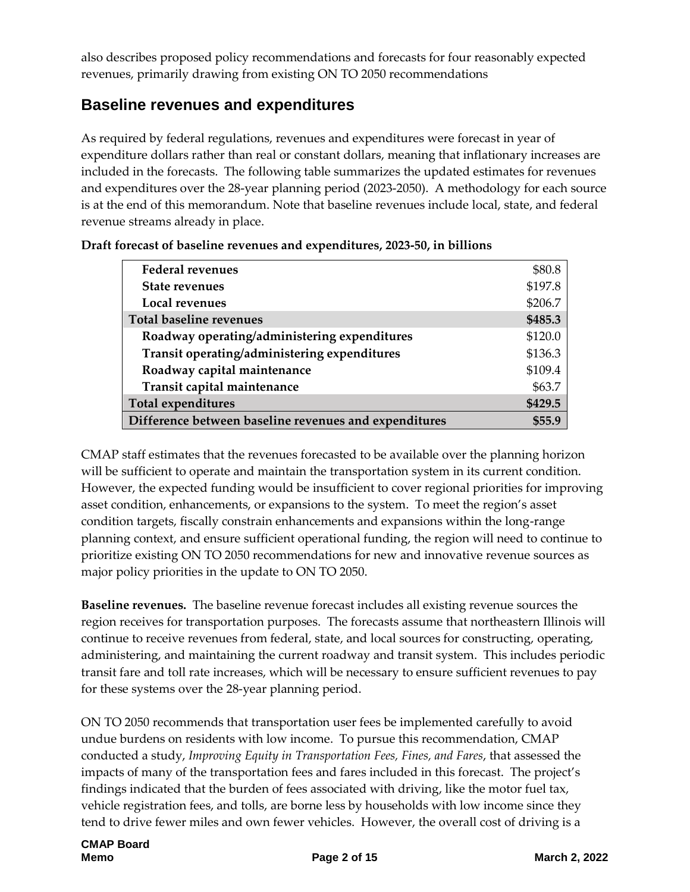also describes proposed policy recommendations and forecasts for four reasonably expected revenues, primarily drawing from existing ON TO 2050 recommendations

## Baseline revenues and expenditures

As required by federal regulations, revenues and expenditures were forecast in year of expenditure dollars rather than real or constant dollars, meaning that inflationary increases are included in the forecasts. The following table summarizes the updated estimates for revenues and expenditures over the 28-year planning period (2023-2050). A methodology for each source is at the end of this memorandum. Note that baseline revenues include local, state, and federal revenue streams already in place.

**Draft forecast of baseline revenues and expenditures, 2023-50, in billions**

| | |
|---|---|
| **Federal revenues** | $80.8 |
| **State revenues** | $197.8 |
| **Local revenues** | $206.7 |
| **Total baseline revenues** | **$485.3** |
| **Roadway operating/administering expenditures** | $120.0 |
| **Transit operating/administering expenditures** | $136.3 |
| **Roadway capital maintenance** | $109.4 |
| **Transit capital maintenance** | $63.7 |
| **Total expenditures** | **$429.5** |
| **Difference between baseline revenues and expenditures** | **$55.9** |

CMAP staff estimates that the revenues forecasted to be available over the planning horizon will be sufficient to operate and maintain the transportation system in its current condition. However, the expected funding would be insufficient to cover regional priorities for improving asset condition, enhancements, or expansions to the system. To meet the region's asset condition targets, fiscally constrain enhancements and expansions within the long-range planning context, and ensure sufficient operational funding, the region will need to continue to prioritize existing ON TO 2050 recommendations for new and innovative revenue sources as major policy priorities in the update to ON TO 2050.

**Baseline revenues.** The baseline revenue forecast includes all existing revenue sources the region receives for transportation purposes. The forecasts assume that northeastern Illinois will continue to receive revenues from federal, state, and local sources for constructing, operating, administering, and maintaining the current roadway and transit system. This includes periodic transit fare and toll rate increases, which will be necessary to ensure sufficient revenues to pay for these systems over the 28-year planning period.

ON TO 2050 recommends that transportation user fees be implemented carefully to avoid undue burdens on residents with low income. To pursue this recommendation, CMAP conducted a study, *Improving Equity in Transportation Fees, Fines, and Fares*, that assessed the impacts of many of the transportation fees and fares included in this forecast. The project's findings indicated that the burden of fees associated with driving, like the motor fuel tax, vehicle registration fees, and tolls, are borne less by households with low income since they tend to drive fewer miles and own fewer vehicles. However, the overall cost of driving is a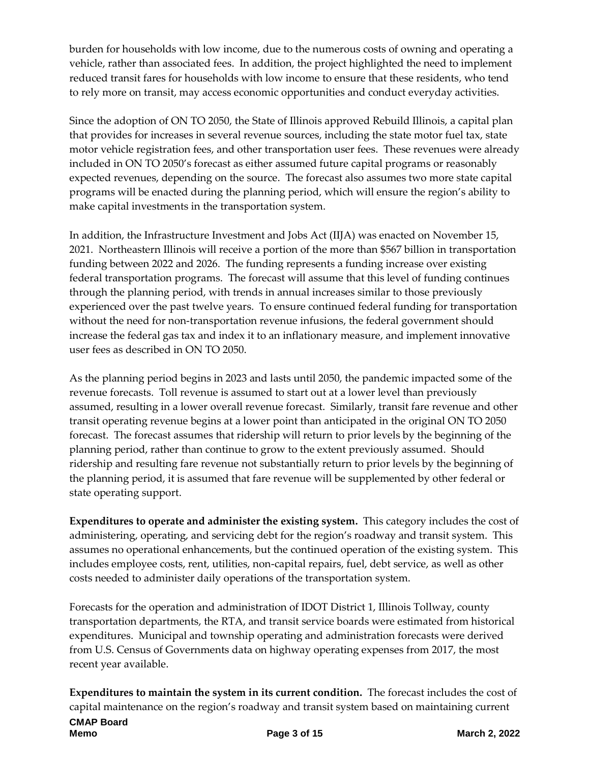burden for households with low income, due to the numerous costs of owning and operating a vehicle, rather than associated fees. In addition, the project highlighted the need to implement reduced transit fares for households with low income to ensure that these residents, who tend to rely more on transit, may access economic opportunities and conduct everyday activities.

Since the adoption of ON TO 2050, the State of Illinois approved Rebuild Illinois, a capital plan that provides for increases in several revenue sources, including the state motor fuel tax, state motor vehicle registration fees, and other transportation user fees. These revenues were already included in ON TO 2050's forecast as either assumed future capital programs or reasonably expected revenues, depending on the source. The forecast also assumes two more state capital programs will be enacted during the planning period, which will ensure the region's ability to make capital investments in the transportation system.

In addition, the Infrastructure Investment and Jobs Act (IIJA) was enacted on November 15, 2021. Northeastern Illinois will receive a portion of the more than $567 billion in transportation funding between 2022 and 2026. The funding represents a funding increase over existing federal transportation programs. The forecast will assume that this level of funding continues through the planning period, with trends in annual increases similar to those previously experienced over the past twelve years. To ensure continued federal funding for transportation without the need for non-transportation revenue infusions, the federal government should increase the federal gas tax and index it to an inflationary measure, and implement innovative user fees as described in ON TO 2050.

As the planning period begins in 2023 and lasts until 2050, the pandemic impacted some of the revenue forecasts. Toll revenue is assumed to start out at a lower level than previously assumed, resulting in a lower overall revenue forecast. Similarly, transit fare revenue and other transit operating revenue begins at a lower point than anticipated in the original ON TO 2050 forecast. The forecast assumes that ridership will return to prior levels by the beginning of the planning period, rather than continue to grow to the extent previously assumed. Should ridership and resulting fare revenue not substantially return to prior levels by the beginning of the planning period, it is assumed that fare revenue will be supplemented by other federal or state operating support.

**Expenditures to operate and administer the existing system.** This category includes the cost of administering, operating, and servicing debt for the region's roadway and transit system. This assumes no operational enhancements, but the continued operation of the existing system. This includes employee costs, rent, utilities, non-capital repairs, fuel, debt service, as well as other costs needed to administer daily operations of the transportation system.

Forecasts for the operation and administration of IDOT District 1, Illinois Tollway, county transportation departments, the RTA, and transit service boards were estimated from historical expenditures. Municipal and township operating and administration forecasts were derived from U.S. Census of Governments data on highway operating expenses from 2017, the most recent year available.

**Expenditures to maintain the system in its current condition.** The forecast includes the cost of capital maintenance on the region's roadway and transit system based on maintaining current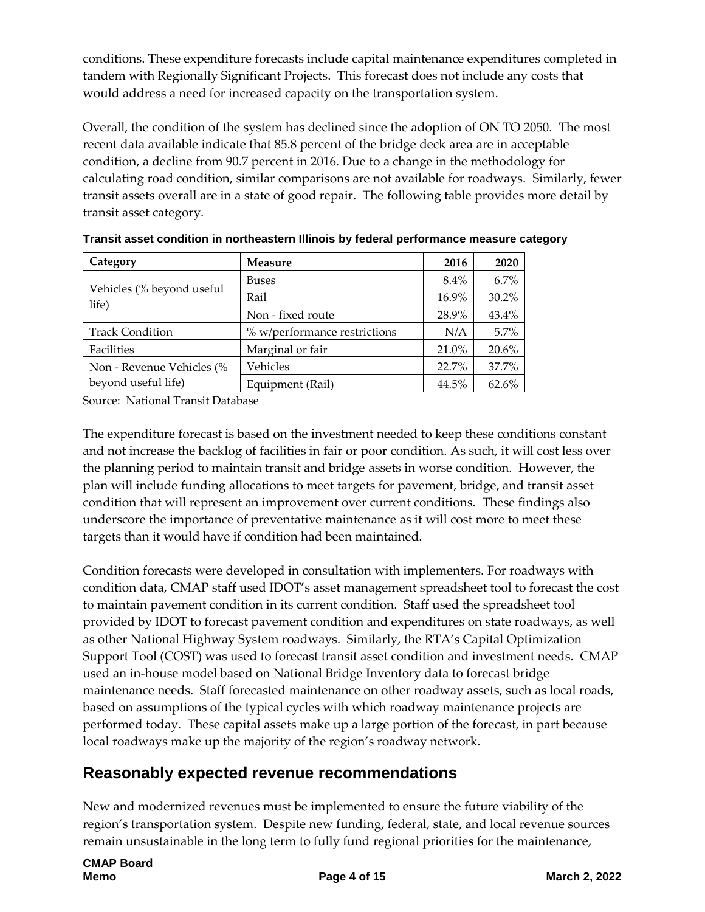conditions. These expenditure forecasts include capital maintenance expenditures completed in tandem with Regionally Significant Projects. This forecast does not include any costs that would address a need for increased capacity on the transportation system.

Overall, the condition of the system has declined since the adoption of ON TO 2050. The most recent data available indicate that 85.8 percent of the bridge deck area are in acceptable condition, a decline from 90.7 percent in 2016. Due to a change in the methodology for calculating road condition, similar comparisons are not available for roadways. Similarly, fewer transit assets overall are in a state of good repair. The following table provides more detail by transit asset category.

**Transit asset condition in northeastern Illinois by federal performance measure category**

| Category | Measure | 2016 | 2020 |
|---|---|---|---|
| Vehicles (% beyond useful life) | Buses | 8.4% | 6.7% |
| | Rail | 16.9% | 30.2% |
| | Non - fixed route | 28.9% | 43.4% |
| Track Condition | % w/performance restrictions | N/A | 5.7% |
| Facilities | Marginal or fair | 21.0% | 20.6% |
| Non - Revenue Vehicles (% beyond useful life) | Vehicles | 22.7% | 37.7% |
| | Equipment (Rail) | 44.5% | 62.6% |

Source: National Transit Database

The expenditure forecast is based on the investment needed to keep these conditions constant and not increase the backlog of facilities in fair or poor condition. As such, it will cost less over the planning period to maintain transit and bridge assets in worse condition. However, the plan will include funding allocations to meet targets for pavement, bridge, and transit asset condition that will represent an improvement over current conditions. These findings also underscore the importance of preventative maintenance as it will cost more to meet these targets than it would have if condition had been maintained.

Condition forecasts were developed in consultation with implementers. For roadways with condition data, CMAP staff used IDOT's asset management spreadsheet tool to forecast the cost to maintain pavement condition in its current condition. Staff used the spreadsheet tool provided by IDOT to forecast pavement condition and expenditures on state roadways, as well as other National Highway System roadways. Similarly, the RTA's Capital Optimization Support Tool (COST) was used to forecast transit asset condition and investment needs. CMAP used an in-house model based on National Bridge Inventory data to forecast bridge maintenance needs. Staff forecasted maintenance on other roadway assets, such as local roads, based on assumptions of the typical cycles with which roadway maintenance projects are performed today. These capital assets make up a large portion of the forecast, in part because local roadways make up the majority of the region's roadway network.

## Reasonably expected revenue recommendations

New and modernized revenues must be implemented to ensure the future viability of the region's transportation system. Despite new funding, federal, state, and local revenue sources remain unsustainable in the long term to fully fund regional priorities for the maintenance,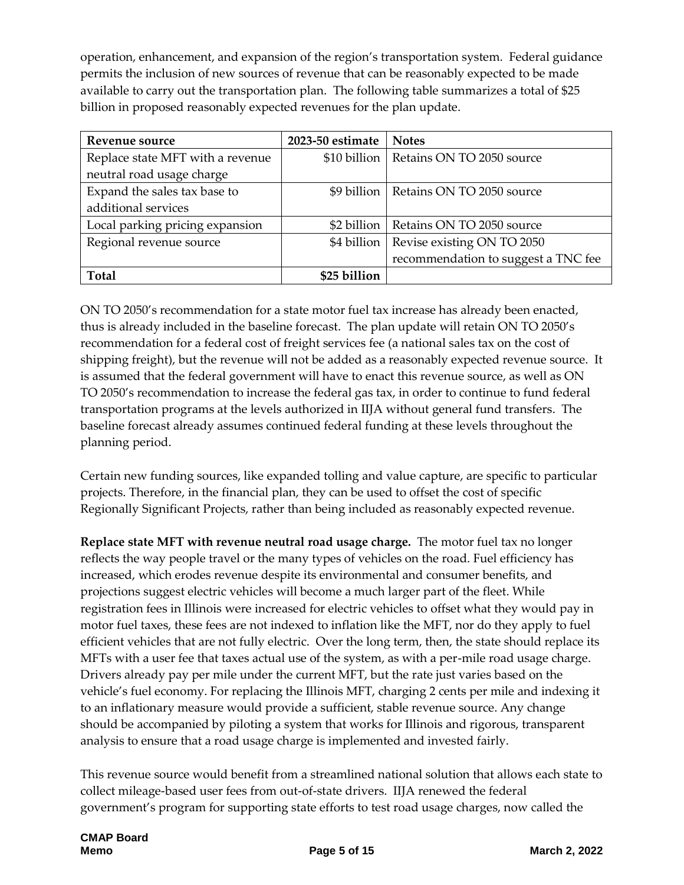operation, enhancement, and expansion of the region's transportation system. Federal guidance permits the inclusion of new sources of revenue that can be reasonably expected to be made available to carry out the transportation plan. The following table summarizes a total of $25 billion in proposed reasonably expected revenues for the plan update.

| Revenue source | 2023-50 estimate | Notes |
| --- | --- | --- |
| Replace state MFT with a revenue neutral road usage charge | $10 billion | Retains ON TO 2050 source |
| Expand the sales tax base to additional services | $9 billion | Retains ON TO 2050 source |
| Local parking pricing expansion | $2 billion | Retains ON TO 2050 source |
| Regional revenue source | $4 billion | Revise existing ON TO 2050 recommendation to suggest a TNC fee |
| **Total** | **$25 billion** | |

ON TO 2050's recommendation for a state motor fuel tax increase has already been enacted, thus is already included in the baseline forecast. The plan update will retain ON TO 2050's recommendation for a federal cost of freight services fee (a national sales tax on the cost of shipping freight), but the revenue will not be added as a reasonably expected revenue source. It is assumed that the federal government will have to enact this revenue source, as well as ON TO 2050's recommendation to increase the federal gas tax, in order to continue to fund federal transportation programs at the levels authorized in IIJA without general fund transfers. The baseline forecast already assumes continued federal funding at these levels throughout the planning period.

Certain new funding sources, like expanded tolling and value capture, are specific to particular projects. Therefore, in the financial plan, they can be used to offset the cost of specific Regionally Significant Projects, rather than being included as reasonably expected revenue.

**Replace state MFT with revenue neutral road usage charge.** The motor fuel tax no longer reflects the way people travel or the many types of vehicles on the road. Fuel efficiency has increased, which erodes revenue despite its environmental and consumer benefits, and projections suggest electric vehicles will become a much larger part of the fleet. While registration fees in Illinois were increased for electric vehicles to offset what they would pay in motor fuel taxes, these fees are not indexed to inflation like the MFT, nor do they apply to fuel efficient vehicles that are not fully electric. Over the long term, then, the state should replace its MFTs with a user fee that taxes actual use of the system, as with a per-mile road usage charge. Drivers already pay per mile under the current MFT, but the rate just varies based on the vehicle's fuel economy. For replacing the Illinois MFT, charging 2 cents per mile and indexing it to an inflationary measure would provide a sufficient, stable revenue source. Any change should be accompanied by piloting a system that works for Illinois and rigorous, transparent analysis to ensure that a road usage charge is implemented and invested fairly.

This revenue source would benefit from a streamlined national solution that allows each state to collect mileage-based user fees from out-of-state drivers. IIJA renewed the federal government's program for supporting state efforts to test road usage charges, now called the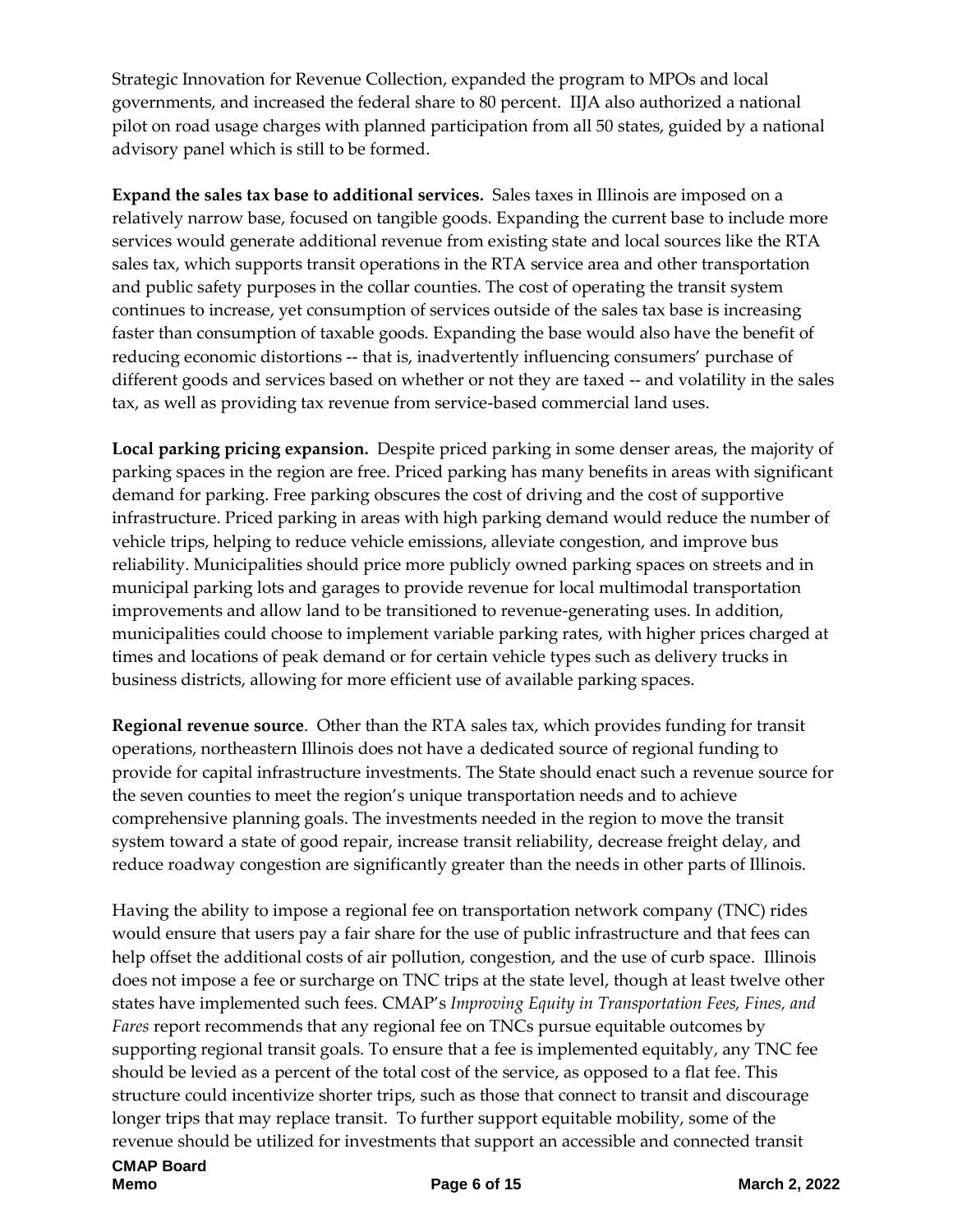Strategic Innovation for Revenue Collection, expanded the program to MPOs and local governments, and increased the federal share to 80 percent. IIJA also authorized a national pilot on road usage charges with planned participation from all 50 states, guided by a national advisory panel which is still to be formed.

**Expand the sales tax base to additional services.** Sales taxes in Illinois are imposed on a relatively narrow base, focused on tangible goods. Expanding the current base to include more services would generate additional revenue from existing state and local sources like the RTA sales tax, which supports transit operations in the RTA service area and other transportation and public safety purposes in the collar counties. The cost of operating the transit system continues to increase, yet consumption of services outside of the sales tax base is increasing faster than consumption of taxable goods. Expanding the base would also have the benefit of reducing economic distortions -- that is, inadvertently influencing consumers' purchase of different goods and services based on whether or not they are taxed -- and volatility in the sales tax, as well as providing tax revenue from service-based commercial land uses.

**Local parking pricing expansion.** Despite priced parking in some denser areas, the majority of parking spaces in the region are free. Priced parking has many benefits in areas with significant demand for parking. Free parking obscures the cost of driving and the cost of supportive infrastructure. Priced parking in areas with high parking demand would reduce the number of vehicle trips, helping to reduce vehicle emissions, alleviate congestion, and improve bus reliability. Municipalities should price more publicly owned parking spaces on streets and in municipal parking lots and garages to provide revenue for local multimodal transportation improvements and allow land to be transitioned to revenue-generating uses. In addition, municipalities could choose to implement variable parking rates, with higher prices charged at times and locations of peak demand or for certain vehicle types such as delivery trucks in business districts, allowing for more efficient use of available parking spaces.

**Regional revenue source**. Other than the RTA sales tax, which provides funding for transit operations, northeastern Illinois does not have a dedicated source of regional funding to provide for capital infrastructure investments. The State should enact such a revenue source for the seven counties to meet the region's unique transportation needs and to achieve comprehensive planning goals. The investments needed in the region to move the transit system toward a state of good repair, increase transit reliability, decrease freight delay, and reduce roadway congestion are significantly greater than the needs in other parts of Illinois.

Having the ability to impose a regional fee on transportation network company (TNC) rides would ensure that users pay a fair share for the use of public infrastructure and that fees can help offset the additional costs of air pollution, congestion, and the use of curb space. Illinois does not impose a fee or surcharge on TNC trips at the state level, though at least twelve other states have implemented such fees. CMAP's *Improving Equity in Transportation Fees, Fines, and Fares* report recommends that any regional fee on TNCs pursue equitable outcomes by supporting regional transit goals. To ensure that a fee is implemented equitably, any TNC fee should be levied as a percent of the total cost of the service, as opposed to a flat fee. This structure could incentivize shorter trips, such as those that connect to transit and discourage longer trips that may replace transit. To further support equitable mobility, some of the revenue should be utilized for investments that support an accessible and connected transit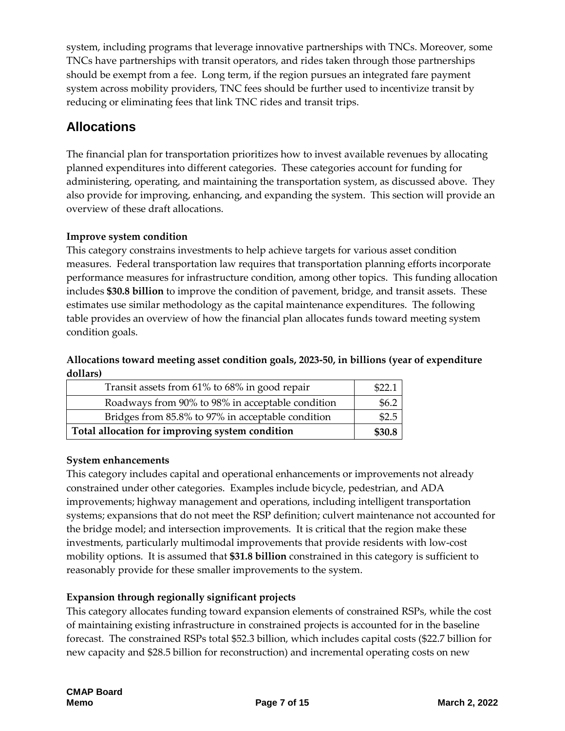system, including programs that leverage innovative partnerships with TNCs. Moreover, some TNCs have partnerships with transit operators, and rides taken through those partnerships should be exempt from a fee. Long term, if the region pursues an integrated fare payment system across mobility providers, TNC fees should be further used to incentivize transit by reducing or eliminating fees that link TNC rides and transit trips.

## Allocations

The financial plan for transportation prioritizes how to invest available revenues by allocating planned expenditures into different categories. These categories account for funding for administering, operating, and maintaining the transportation system, as discussed above. They also provide for improving, enhancing, and expanding the system. This section will provide an overview of these draft allocations.

**Improve system condition**

This category constrains investments to help achieve targets for various asset condition measures. Federal transportation law requires that transportation planning efforts incorporate performance measures for infrastructure condition, among other topics. This funding allocation includes **$30.8 billion** to improve the condition of pavement, bridge, and transit assets. These estimates use similar methodology as the capital maintenance expenditures. The following table provides an overview of how the financial plan allocates funds toward meeting system condition goals.

**Allocations toward meeting asset condition goals, 2023-50, in billions (year of expenditure dollars)**

| | |
|---|---|
| Transit assets from 61% to 68% in good repair | $22.1 |
| Roadways from 90% to 98% in acceptable condition | $6.2 |
| Bridges from 85.8% to 97% in acceptable condition | $2.5 |
| **Total allocation for improving system condition** | **$30.8** |

**System enhancements**

This category includes capital and operational enhancements or improvements not already constrained under other categories. Examples include bicycle, pedestrian, and ADA improvements; highway management and operations, including intelligent transportation systems; expansions that do not meet the RSP definition; culvert maintenance not accounted for the bridge model; and intersection improvements. It is critical that the region make these investments, particularly multimodal improvements that provide residents with low-cost mobility options. It is assumed that **$31.8 billion** constrained in this category is sufficient to reasonably provide for these smaller improvements to the system.

**Expansion through regionally significant projects**

This category allocates funding toward expansion elements of constrained RSPs, while the cost of maintaining existing infrastructure in constrained projects is accounted for in the baseline forecast. The constrained RSPs total $52.3 billion, which includes capital costs ($22.7 billion for new capacity and $28.5 billion for reconstruction) and incremental operating costs on new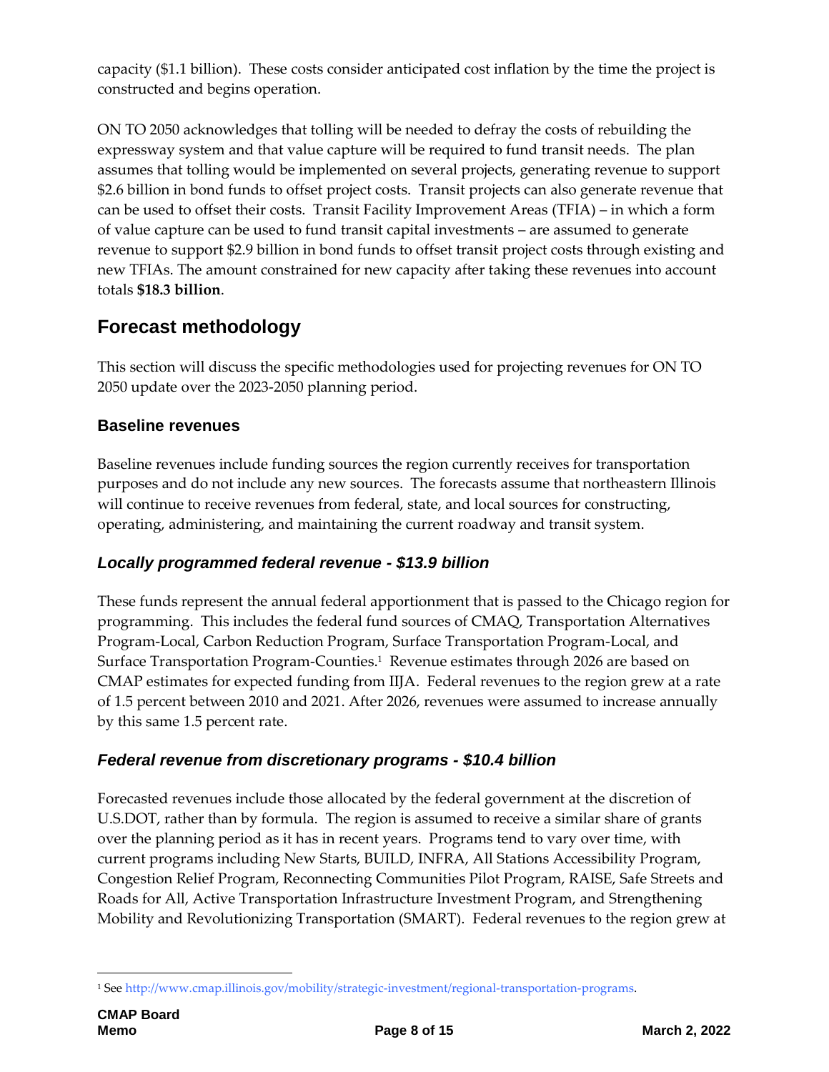capacity ($1.1 billion). These costs consider anticipated cost inflation by the time the project is constructed and begins operation.

ON TO 2050 acknowledges that tolling will be needed to defray the costs of rebuilding the expressway system and that value capture will be required to fund transit needs. The plan assumes that tolling would be implemented on several projects, generating revenue to support $2.6 billion in bond funds to offset project costs. Transit projects can also generate revenue that can be used to offset their costs. Transit Facility Improvement Areas (TFIA) – in which a form of value capture can be used to fund transit capital investments – are assumed to generate revenue to support $2.9 billion in bond funds to offset transit project costs through existing and new TFIAs. The amount constrained for new capacity after taking these revenues into account totals **$18.3 billion**.

## Forecast methodology

This section will discuss the specific methodologies used for projecting revenues for ON TO 2050 update over the 2023-2050 planning period.

### Baseline revenues

Baseline revenues include funding sources the region currently receives for transportation purposes and do not include any new sources. The forecasts assume that northeastern Illinois will continue to receive revenues from federal, state, and local sources for constructing, operating, administering, and maintaining the current roadway and transit system.

#### *Locally programmed federal revenue - $13.9 billion*

These funds represent the annual federal apportionment that is passed to the Chicago region for programming. This includes the federal fund sources of CMAQ, Transportation Alternatives Program-Local, Carbon Reduction Program, Surface Transportation Program-Local, and Surface Transportation Program-Counties.[1] Revenue estimates through 2026 are based on CMAP estimates for expected funding from IIJA. Federal revenues to the region grew at a rate of 1.5 percent between 2010 and 2021. After 2026, revenues were assumed to increase annually by this same 1.5 percent rate.

#### *Federal revenue from discretionary programs - $10.4 billion*

Forecasted revenues include those allocated by the federal government at the discretion of U.S.DOT, rather than by formula. The region is assumed to receive a similar share of grants over the planning period as it has in recent years. Programs tend to vary over time, with current programs including New Starts, BUILD, INFRA, All Stations Accessibility Program, Congestion Relief Program, Reconnecting Communities Pilot Program, RAISE, Safe Streets and Roads for All, Active Transportation Infrastructure Investment Program, and Strengthening Mobility and Revolutionizing Transportation (SMART). Federal revenues to the region grew at

[1] See http://www.cmap.illinois.gov/mobility/strategic-investment/regional-transportation-programs.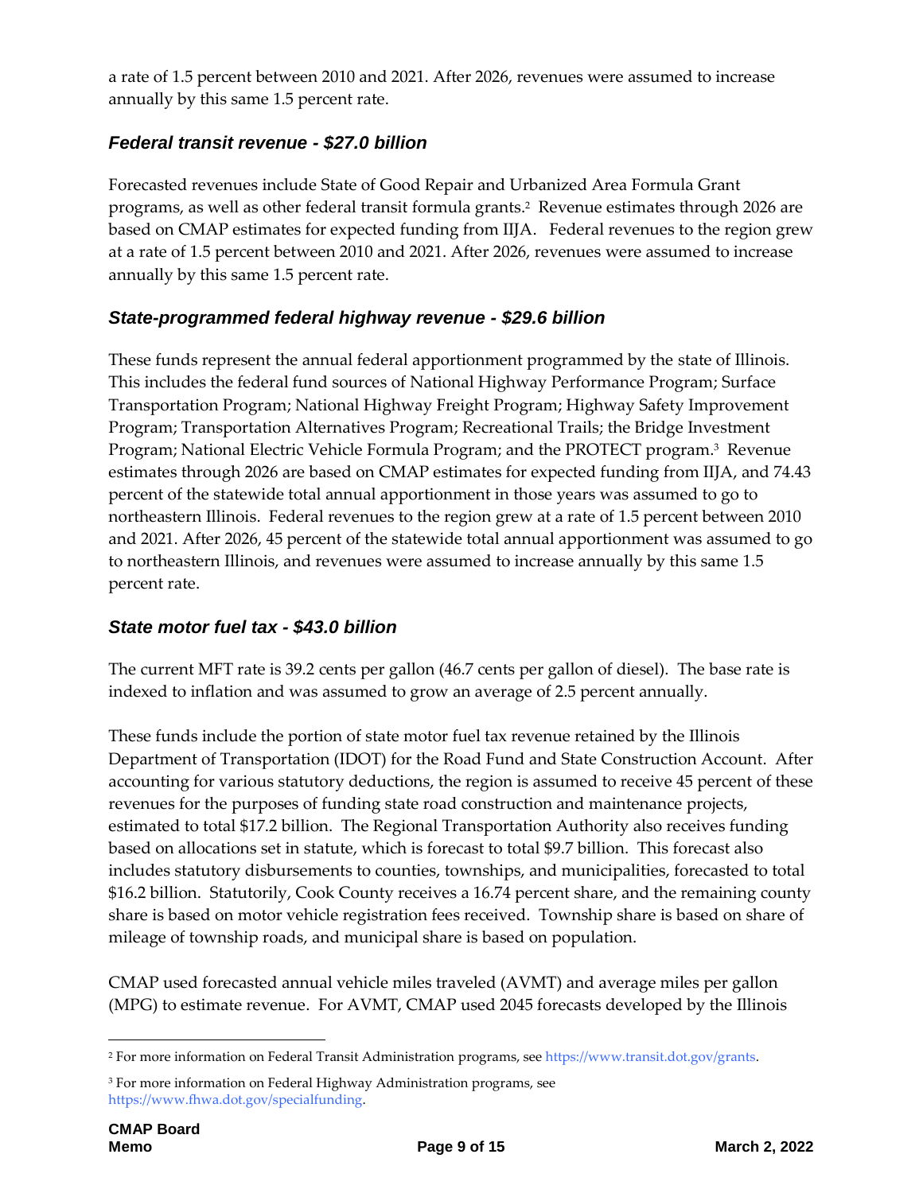a rate of 1.5 percent between 2010 and 2021. After 2026, revenues were assumed to increase annually by this same 1.5 percent rate.

### *Federal transit revenue - $27.0 billion*

Forecasted revenues include State of Good Repair and Urbanized Area Formula Grant programs, as well as other federal transit formula grants.[2] Revenue estimates through 2026 are based on CMAP estimates for expected funding from IIJA. Federal revenues to the region grew at a rate of 1.5 percent between 2010 and 2021. After 2026, revenues were assumed to increase annually by this same 1.5 percent rate.

### *State-programmed federal highway revenue - $29.6 billion*

These funds represent the annual federal apportionment programmed by the state of Illinois. This includes the federal fund sources of National Highway Performance Program; Surface Transportation Program; National Highway Freight Program; Highway Safety Improvement Program; Transportation Alternatives Program; Recreational Trails; the Bridge Investment Program; National Electric Vehicle Formula Program; and the PROTECT program.[3] Revenue estimates through 2026 are based on CMAP estimates for expected funding from IIJA, and 74.43 percent of the statewide total annual apportionment in those years was assumed to go to northeastern Illinois. Federal revenues to the region grew at a rate of 1.5 percent between 2010 and 2021. After 2026, 45 percent of the statewide total annual apportionment was assumed to go to northeastern Illinois, and revenues were assumed to increase annually by this same 1.5 percent rate.

### *State motor fuel tax - $43.0 billion*

The current MFT rate is 39.2 cents per gallon (46.7 cents per gallon of diesel). The base rate is indexed to inflation and was assumed to grow an average of 2.5 percent annually.

These funds include the portion of state motor fuel tax revenue retained by the Illinois Department of Transportation (IDOT) for the Road Fund and State Construction Account. After accounting for various statutory deductions, the region is assumed to receive 45 percent of these revenues for the purposes of funding state road construction and maintenance projects, estimated to total $17.2 billion. The Regional Transportation Authority also receives funding based on allocations set in statute, which is forecast to total $9.7 billion. This forecast also includes statutory disbursements to counties, townships, and municipalities, forecasted to total $16.2 billion. Statutorily, Cook County receives a 16.74 percent share, and the remaining county share is based on motor vehicle registration fees received. Township share is based on share of mileage of township roads, and municipal share is based on population.

CMAP used forecasted annual vehicle miles traveled (AVMT) and average miles per gallon (MPG) to estimate revenue. For AVMT, CMAP used 2045 forecasts developed by the Illinois

---

[2] For more information on Federal Transit Administration programs, see https://www.transit.dot.gov/grants.

[3] For more information on Federal Highway Administration programs, see https://www.fhwa.dot.gov/specialfunding.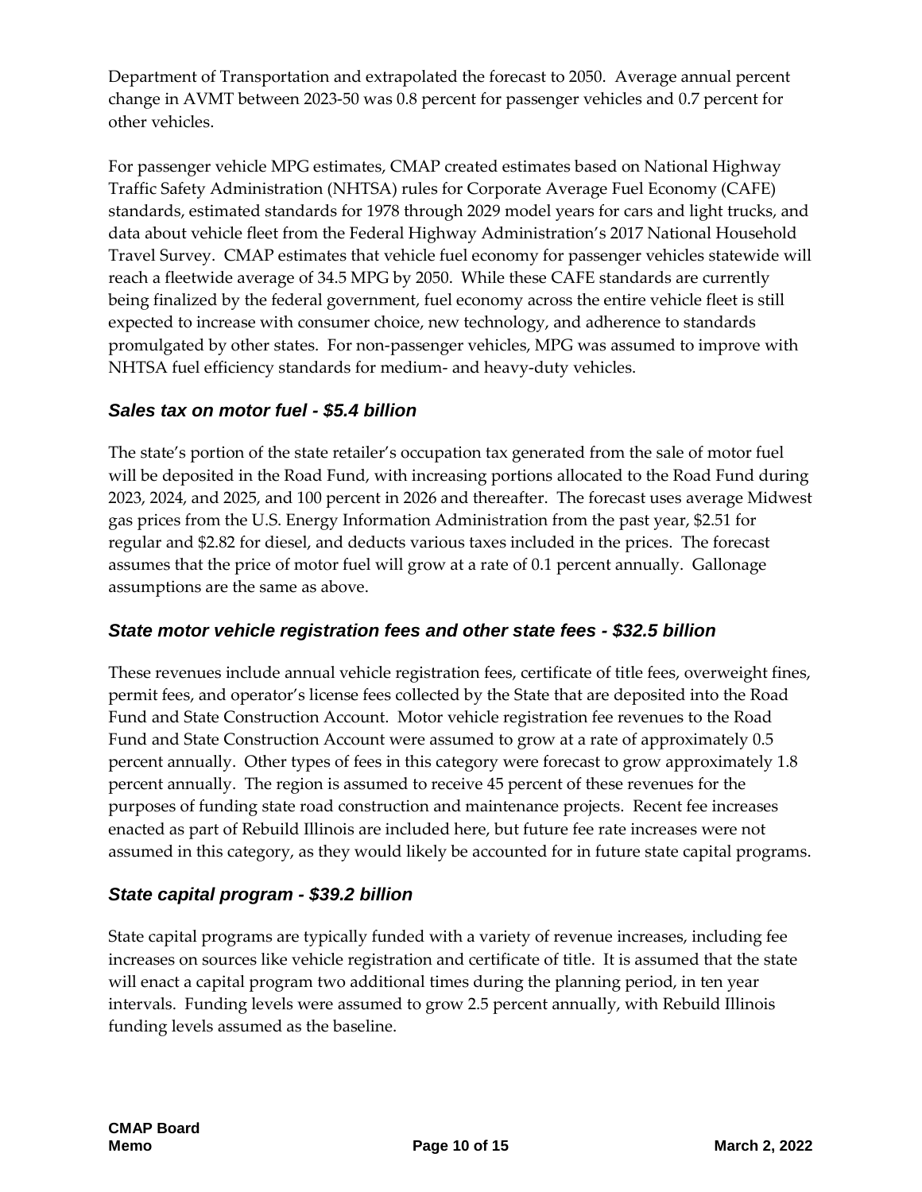Department of Transportation and extrapolated the forecast to 2050. Average annual percent change in AVMT between 2023-50 was 0.8 percent for passenger vehicles and 0.7 percent for other vehicles.

For passenger vehicle MPG estimates, CMAP created estimates based on National Highway Traffic Safety Administration (NHTSA) rules for Corporate Average Fuel Economy (CAFE) standards, estimated standards for 1978 through 2029 model years for cars and light trucks, and data about vehicle fleet from the Federal Highway Administration's 2017 National Household Travel Survey. CMAP estimates that vehicle fuel economy for passenger vehicles statewide will reach a fleetwide average of 34.5 MPG by 2050. While these CAFE standards are currently being finalized by the federal government, fuel economy across the entire vehicle fleet is still expected to increase with consumer choice, new technology, and adherence to standards promulgated by other states. For non-passenger vehicles, MPG was assumed to improve with NHTSA fuel efficiency standards for medium- and heavy-duty vehicles.

### *Sales tax on motor fuel - $5.4 billion*

The state's portion of the state retailer's occupation tax generated from the sale of motor fuel will be deposited in the Road Fund, with increasing portions allocated to the Road Fund during 2023, 2024, and 2025, and 100 percent in 2026 and thereafter. The forecast uses average Midwest gas prices from the U.S. Energy Information Administration from the past year, $2.51 for regular and $2.82 for diesel, and deducts various taxes included in the prices. The forecast assumes that the price of motor fuel will grow at a rate of 0.1 percent annually. Gallonage assumptions are the same as above.

### *State motor vehicle registration fees and other state fees - $32.5 billion*

These revenues include annual vehicle registration fees, certificate of title fees, overweight fines, permit fees, and operator's license fees collected by the State that are deposited into the Road Fund and State Construction Account. Motor vehicle registration fee revenues to the Road Fund and State Construction Account were assumed to grow at a rate of approximately 0.5 percent annually. Other types of fees in this category were forecast to grow approximately 1.8 percent annually. The region is assumed to receive 45 percent of these revenues for the purposes of funding state road construction and maintenance projects. Recent fee increases enacted as part of Rebuild Illinois are included here, but future fee rate increases were not assumed in this category, as they would likely be accounted for in future state capital programs.

### *State capital program - $39.2 billion*

State capital programs are typically funded with a variety of revenue increases, including fee increases on sources like vehicle registration and certificate of title. It is assumed that the state will enact a capital program two additional times during the planning period, in ten year intervals. Funding levels were assumed to grow 2.5 percent annually, with Rebuild Illinois funding levels assumed as the baseline.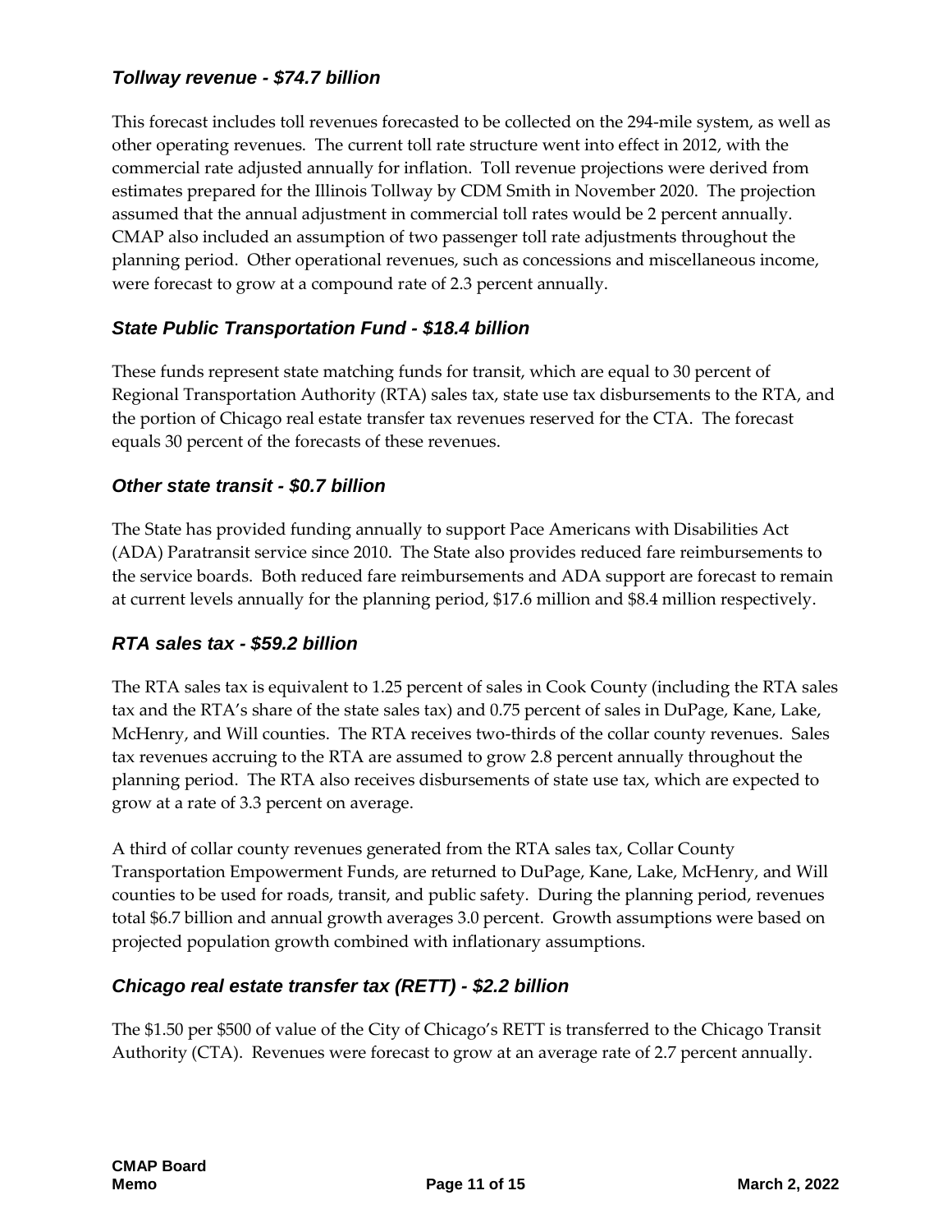### *Tollway revenue - $74.7 billion*

This forecast includes toll revenues forecasted to be collected on the 294-mile system, as well as other operating revenues. The current toll rate structure went into effect in 2012, with the commercial rate adjusted annually for inflation. Toll revenue projections were derived from estimates prepared for the Illinois Tollway by CDM Smith in November 2020. The projection assumed that the annual adjustment in commercial toll rates would be 2 percent annually. CMAP also included an assumption of two passenger toll rate adjustments throughout the planning period. Other operational revenues, such as concessions and miscellaneous income, were forecast to grow at a compound rate of 2.3 percent annually.

### *State Public Transportation Fund - $18.4 billion*

These funds represent state matching funds for transit, which are equal to 30 percent of Regional Transportation Authority (RTA) sales tax, state use tax disbursements to the RTA, and the portion of Chicago real estate transfer tax revenues reserved for the CTA. The forecast equals 30 percent of the forecasts of these revenues.

### *Other state transit - $0.7 billion*

The State has provided funding annually to support Pace Americans with Disabilities Act (ADA) Paratransit service since 2010. The State also provides reduced fare reimbursements to the service boards. Both reduced fare reimbursements and ADA support are forecast to remain at current levels annually for the planning period, $17.6 million and $8.4 million respectively.

### *RTA sales tax - $59.2 billion*

The RTA sales tax is equivalent to 1.25 percent of sales in Cook County (including the RTA sales tax and the RTA's share of the state sales tax) and 0.75 percent of sales in DuPage, Kane, Lake, McHenry, and Will counties. The RTA receives two-thirds of the collar county revenues. Sales tax revenues accruing to the RTA are assumed to grow 2.8 percent annually throughout the planning period. The RTA also receives disbursements of state use tax, which are expected to grow at a rate of 3.3 percent on average.

A third of collar county revenues generated from the RTA sales tax, Collar County Transportation Empowerment Funds, are returned to DuPage, Kane, Lake, McHenry, and Will counties to be used for roads, transit, and public safety. During the planning period, revenues total $6.7 billion and annual growth averages 3.0 percent. Growth assumptions were based on projected population growth combined with inflationary assumptions.

### *Chicago real estate transfer tax (RETT) - $2.2 billion*

The $1.50 per $500 of value of the City of Chicago's RETT is transferred to the Chicago Transit Authority (CTA). Revenues were forecast to grow at an average rate of 2.7 percent annually.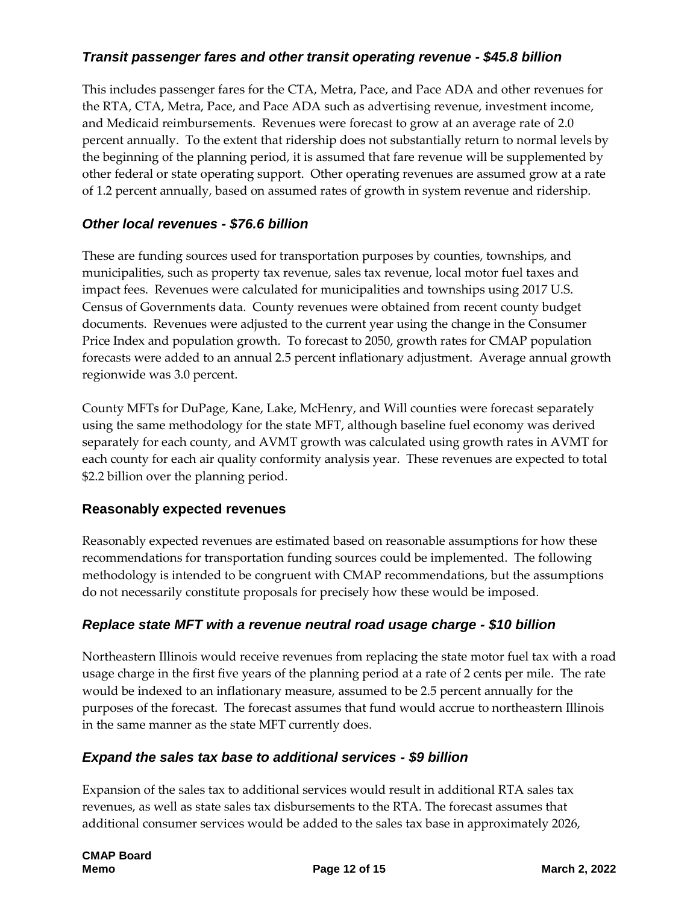### *Transit passenger fares and other transit operating revenue - $45.8 billion*

This includes passenger fares for the CTA, Metra, Pace, and Pace ADA and other revenues for the RTA, CTA, Metra, Pace, and Pace ADA such as advertising revenue, investment income, and Medicaid reimbursements. Revenues were forecast to grow at an average rate of 2.0 percent annually. To the extent that ridership does not substantially return to normal levels by the beginning of the planning period, it is assumed that fare revenue will be supplemented by other federal or state operating support. Other operating revenues are assumed grow at a rate of 1.2 percent annually, based on assumed rates of growth in system revenue and ridership.

### *Other local revenues - $76.6 billion*

These are funding sources used for transportation purposes by counties, townships, and municipalities, such as property tax revenue, sales tax revenue, local motor fuel taxes and impact fees. Revenues were calculated for municipalities and townships using 2017 U.S. Census of Governments data. County revenues were obtained from recent county budget documents. Revenues were adjusted to the current year using the change in the Consumer Price Index and population growth. To forecast to 2050, growth rates for CMAP population forecasts were added to an annual 2.5 percent inflationary adjustment. Average annual growth regionwide was 3.0 percent.

County MFTs for DuPage, Kane, Lake, McHenry, and Will counties were forecast separately using the same methodology for the state MFT, although baseline fuel economy was derived separately for each county, and AVMT growth was calculated using growth rates in AVMT for each county for each air quality conformity analysis year. These revenues are expected to total $2.2 billion over the planning period.

## Reasonably expected revenues

Reasonably expected revenues are estimated based on reasonable assumptions for how these recommendations for transportation funding sources could be implemented. The following methodology is intended to be congruent with CMAP recommendations, but the assumptions do not necessarily constitute proposals for precisely how these would be imposed.

### *Replace state MFT with a revenue neutral road usage charge - $10 billion*

Northeastern Illinois would receive revenues from replacing the state motor fuel tax with a road usage charge in the first five years of the planning period at a rate of 2 cents per mile. The rate would be indexed to an inflationary measure, assumed to be 2.5 percent annually for the purposes of the forecast. The forecast assumes that fund would accrue to northeastern Illinois in the same manner as the state MFT currently does.

### *Expand the sales tax base to additional services - $9 billion*

Expansion of the sales tax to additional services would result in additional RTA sales tax revenues, as well as state sales tax disbursements to the RTA. The forecast assumes that additional consumer services would be added to the sales tax base in approximately 2026,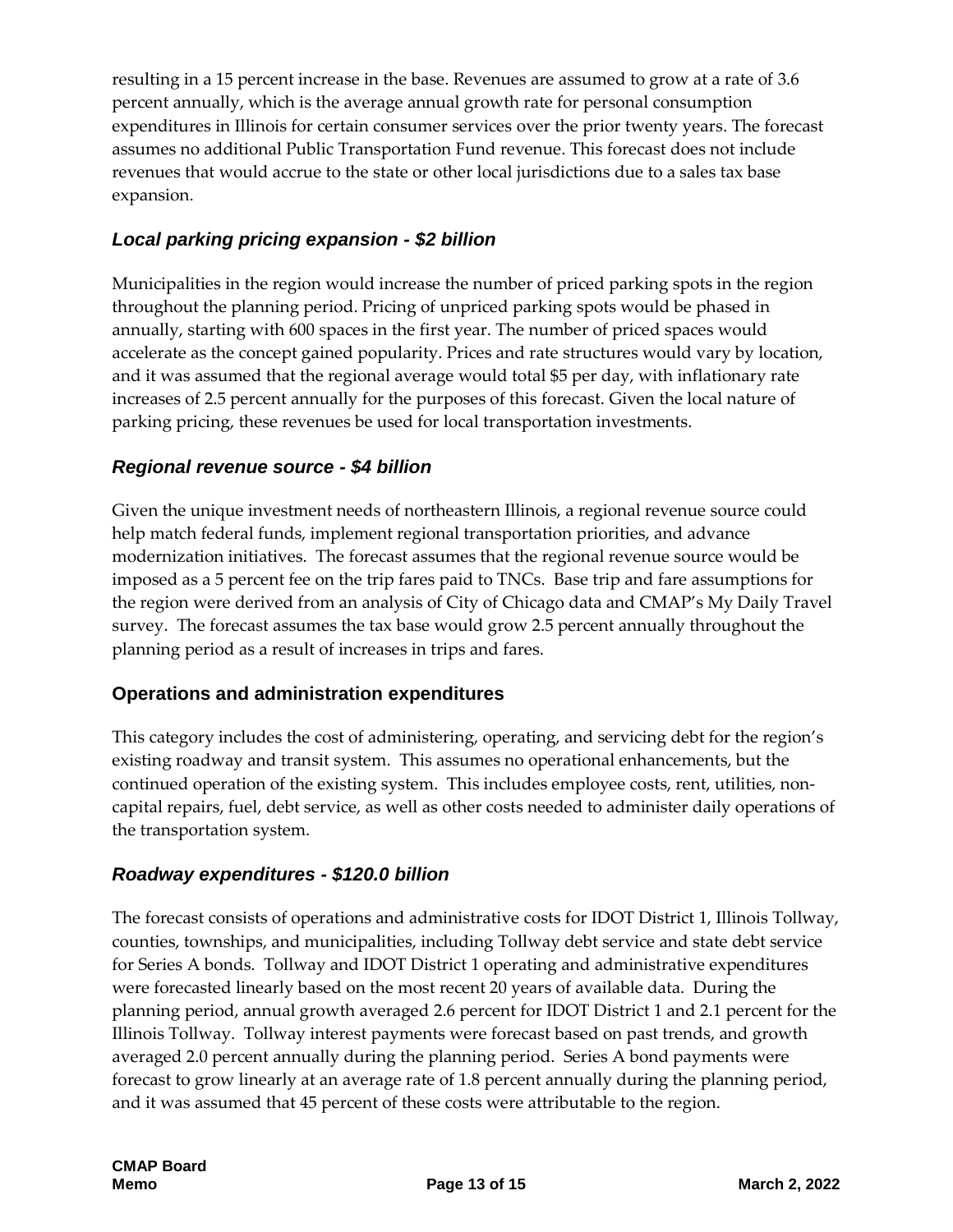resulting in a 15 percent increase in the base. Revenues are assumed to grow at a rate of 3.6 percent annually, which is the average annual growth rate for personal consumption expenditures in Illinois for certain consumer services over the prior twenty years. The forecast assumes no additional Public Transportation Fund revenue. This forecast does not include revenues that would accrue to the state or other local jurisdictions due to a sales tax base expansion.

### *Local parking pricing expansion - $2 billion*

Municipalities in the region would increase the number of priced parking spots in the region throughout the planning period. Pricing of unpriced parking spots would be phased in annually, starting with 600 spaces in the first year. The number of priced spaces would accelerate as the concept gained popularity. Prices and rate structures would vary by location, and it was assumed that the regional average would total $5 per day, with inflationary rate increases of 2.5 percent annually for the purposes of this forecast. Given the local nature of parking pricing, these revenues be used for local transportation investments.

### *Regional revenue source - $4 billion*

Given the unique investment needs of northeastern Illinois, a regional revenue source could help match federal funds, implement regional transportation priorities, and advance modernization initiatives. The forecast assumes that the regional revenue source would be imposed as a 5 percent fee on the trip fares paid to TNCs. Base trip and fare assumptions for the region were derived from an analysis of City of Chicago data and CMAP's My Daily Travel survey. The forecast assumes the tax base would grow 2.5 percent annually throughout the planning period as a result of increases in trips and fares.

## Operations and administration expenditures

This category includes the cost of administering, operating, and servicing debt for the region's existing roadway and transit system. This assumes no operational enhancements, but the continued operation of the existing system. This includes employee costs, rent, utilities, non-capital repairs, fuel, debt service, as well as other costs needed to administer daily operations of the transportation system.

### *Roadway expenditures - $120.0 billion*

The forecast consists of operations and administrative costs for IDOT District 1, Illinois Tollway, counties, townships, and municipalities, including Tollway debt service and state debt service for Series A bonds. Tollway and IDOT District 1 operating and administrative expenditures were forecasted linearly based on the most recent 20 years of available data. During the planning period, annual growth averaged 2.6 percent for IDOT District 1 and 2.1 percent for the Illinois Tollway. Tollway interest payments were forecast based on past trends, and growth averaged 2.0 percent annually during the planning period. Series A bond payments were forecast to grow linearly at an average rate of 1.8 percent annually during the planning period, and it was assumed that 45 percent of these costs were attributable to the region.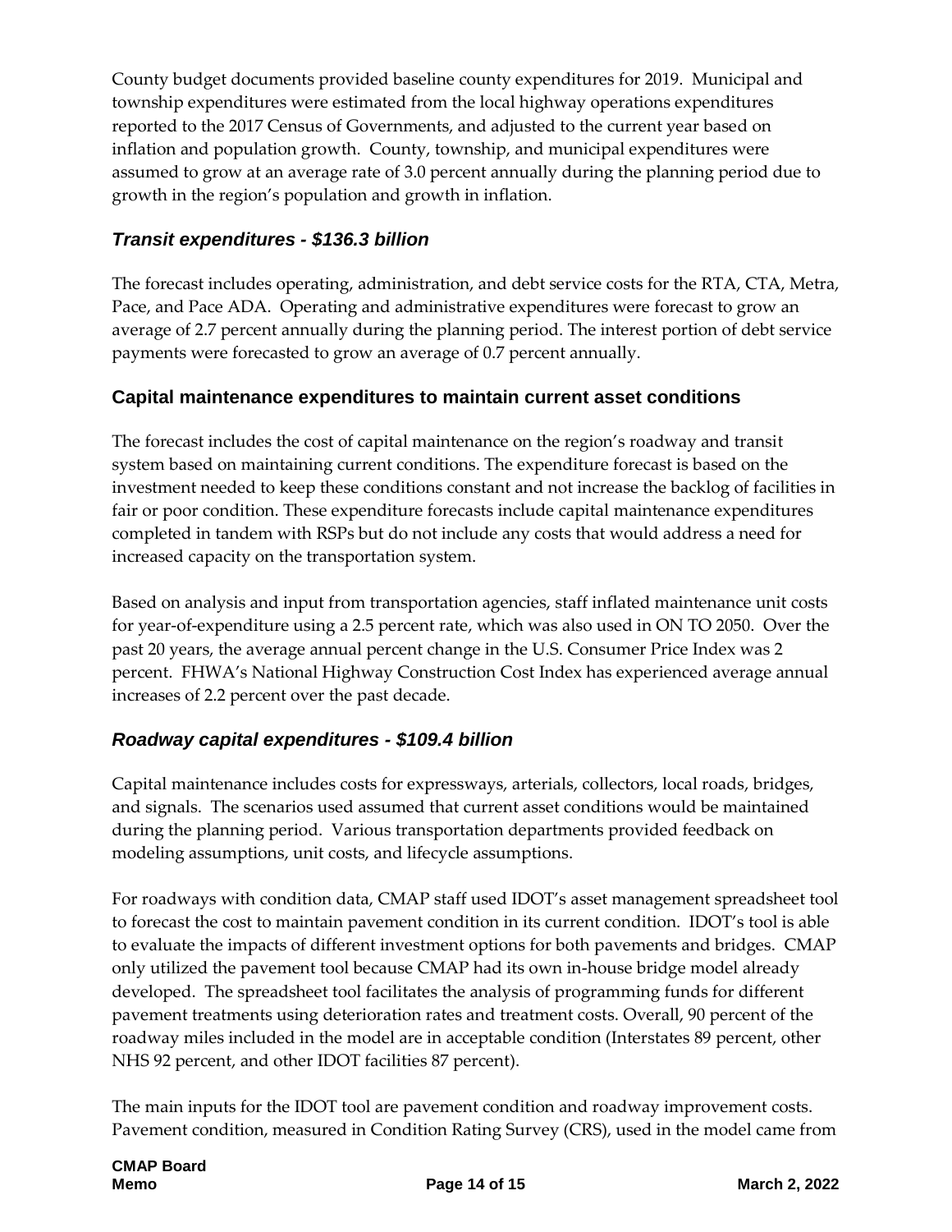County budget documents provided baseline county expenditures for 2019. Municipal and township expenditures were estimated from the local highway operations expenditures reported to the 2017 Census of Governments, and adjusted to the current year based on inflation and population growth. County, township, and municipal expenditures were assumed to grow at an average rate of 3.0 percent annually during the planning period due to growth in the region's population and growth in inflation.

### *Transit expenditures - $136.3 billion*

The forecast includes operating, administration, and debt service costs for the RTA, CTA, Metra, Pace, and Pace ADA. Operating and administrative expenditures were forecast to grow an average of 2.7 percent annually during the planning period. The interest portion of debt service payments were forecasted to grow an average of 0.7 percent annually.

## Capital maintenance expenditures to maintain current asset conditions

The forecast includes the cost of capital maintenance on the region's roadway and transit system based on maintaining current conditions. The expenditure forecast is based on the investment needed to keep these conditions constant and not increase the backlog of facilities in fair or poor condition. These expenditure forecasts include capital maintenance expenditures completed in tandem with RSPs but do not include any costs that would address a need for increased capacity on the transportation system.

Based on analysis and input from transportation agencies, staff inflated maintenance unit costs for year-of-expenditure using a 2.5 percent rate, which was also used in ON TO 2050. Over the past 20 years, the average annual percent change in the U.S. Consumer Price Index was 2 percent. FHWA's National Highway Construction Cost Index has experienced average annual increases of 2.2 percent over the past decade.

### *Roadway capital expenditures - $109.4 billion*

Capital maintenance includes costs for expressways, arterials, collectors, local roads, bridges, and signals. The scenarios used assumed that current asset conditions would be maintained during the planning period. Various transportation departments provided feedback on modeling assumptions, unit costs, and lifecycle assumptions.

For roadways with condition data, CMAP staff used IDOT's asset management spreadsheet tool to forecast the cost to maintain pavement condition in its current condition. IDOT's tool is able to evaluate the impacts of different investment options for both pavements and bridges. CMAP only utilized the pavement tool because CMAP had its own in-house bridge model already developed. The spreadsheet tool facilitates the analysis of programming funds for different pavement treatments using deterioration rates and treatment costs. Overall, 90 percent of the roadway miles included in the model are in acceptable condition (Interstates 89 percent, other NHS 92 percent, and other IDOT facilities 87 percent).

The main inputs for the IDOT tool are pavement condition and roadway improvement costs. Pavement condition, measured in Condition Rating Survey (CRS), used in the model came from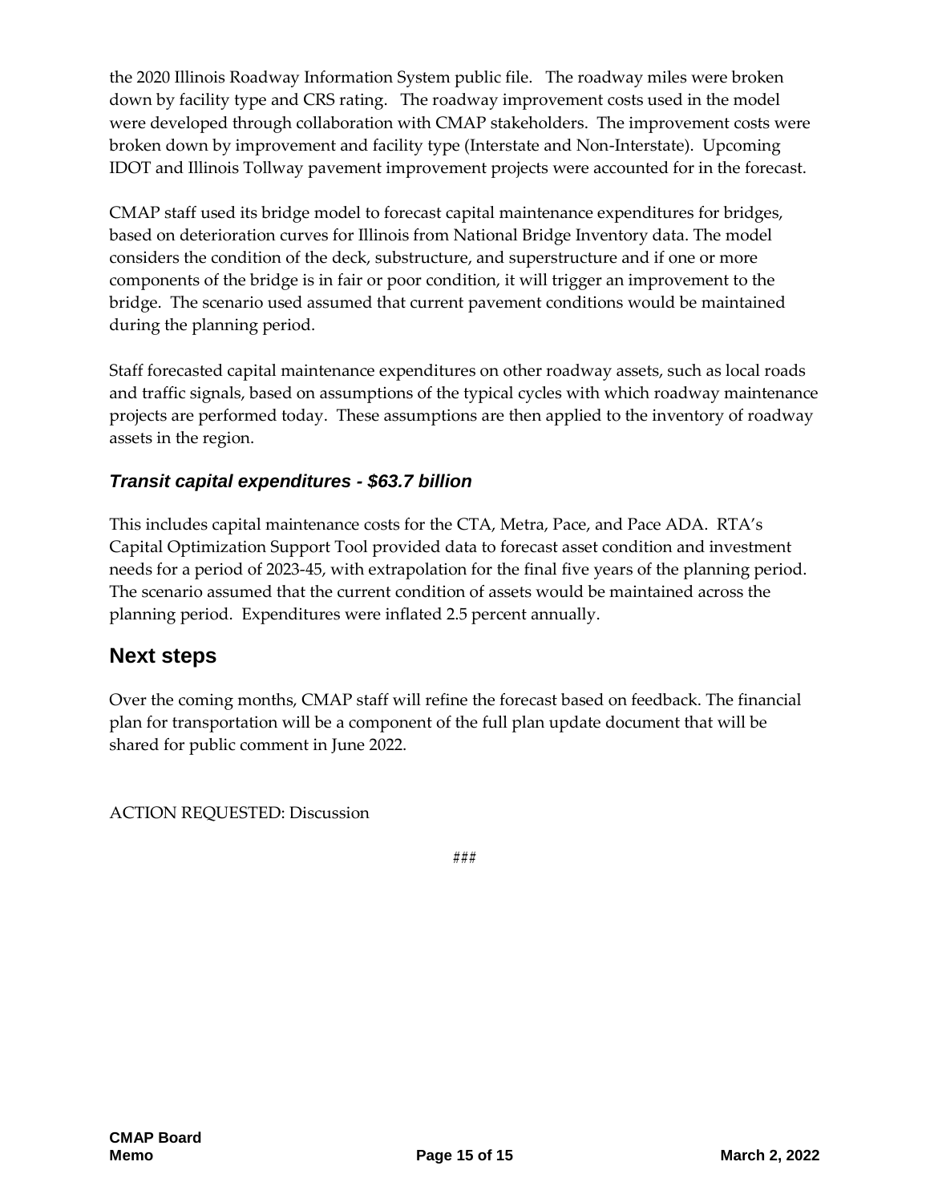the 2020 Illinois Roadway Information System public file. The roadway miles were broken down by facility type and CRS rating. The roadway improvement costs used in the model were developed through collaboration with CMAP stakeholders. The improvement costs were broken down by improvement and facility type (Interstate and Non-Interstate). Upcoming IDOT and Illinois Tollway pavement improvement projects were accounted for in the forecast.

CMAP staff used its bridge model to forecast capital maintenance expenditures for bridges, based on deterioration curves for Illinois from National Bridge Inventory data. The model considers the condition of the deck, substructure, and superstructure and if one or more components of the bridge is in fair or poor condition, it will trigger an improvement to the bridge. The scenario used assumed that current pavement conditions would be maintained during the planning period.

Staff forecasted capital maintenance expenditures on other roadway assets, such as local roads and traffic signals, based on assumptions of the typical cycles with which roadway maintenance projects are performed today. These assumptions are then applied to the inventory of roadway assets in the region.

### *Transit capital expenditures - $63.7 billion*

This includes capital maintenance costs for the CTA, Metra, Pace, and Pace ADA. RTA's Capital Optimization Support Tool provided data to forecast asset condition and investment needs for a period of 2023-45, with extrapolation for the final five years of the planning period. The scenario assumed that the current condition of assets would be maintained across the planning period. Expenditures were inflated 2.5 percent annually.

## Next steps

Over the coming months, CMAP staff will refine the forecast based on feedback. The financial plan for transportation will be a component of the full plan update document that will be shared for public comment in June 2022.

ACTION REQUESTED: Discussion

###